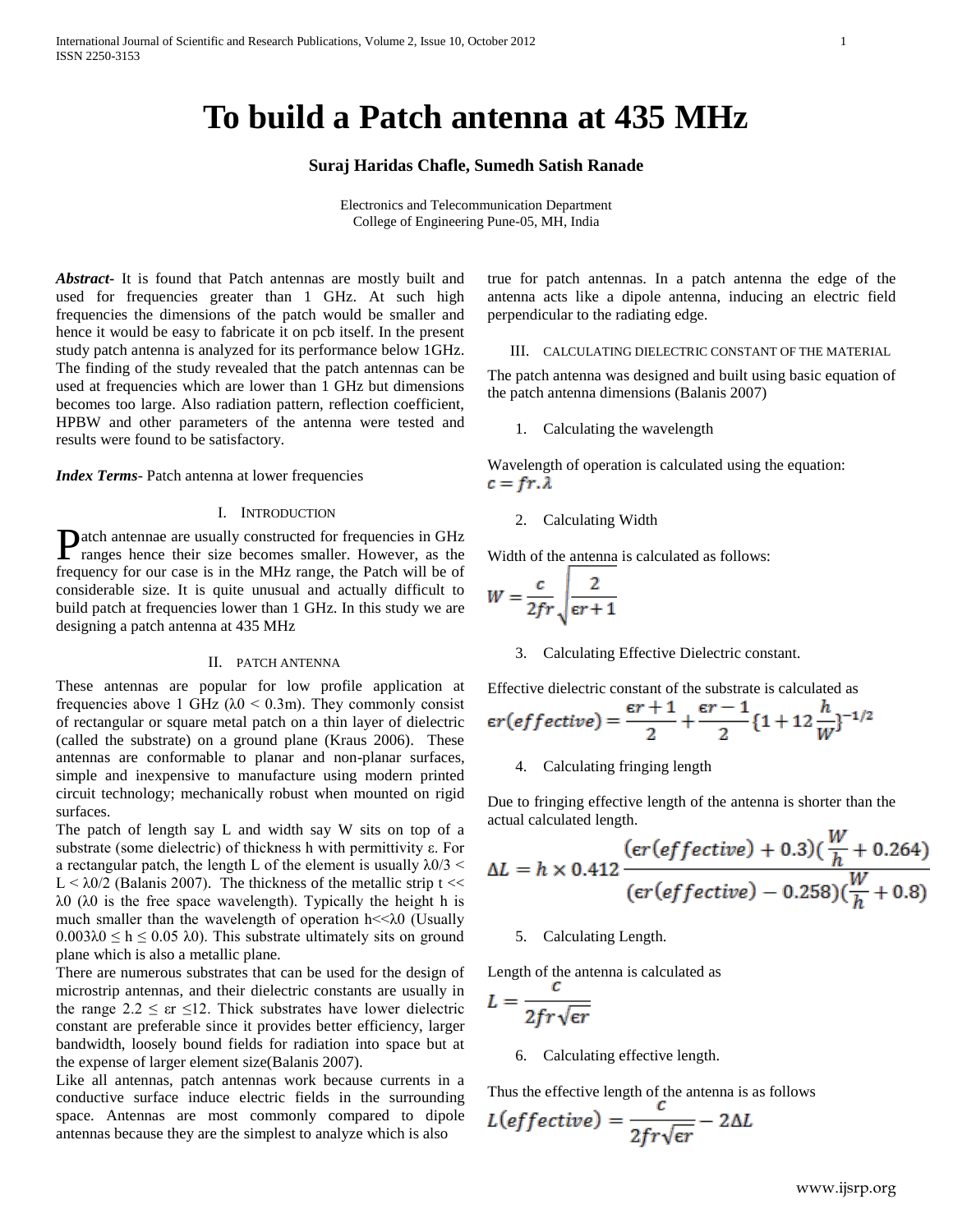# To build a Patch antenna at 435 MHz

**Suraj Haridas Chafle, Sumedh Satish Ranade**

Electronics and Telecommunication Department
College of Engineering Pune-05, MH, India

***Abstract***- It is found that Patch antennas are mostly built and used for frequencies greater than 1 GHz. At such high frequencies the dimensions of the patch would be smaller and hence it would be easy to fabricate it on pcb itself. In the present study patch antenna is analyzed for its performance below 1GHz. The finding of the study revealed that the patch antennas can be used at frequencies which are lower than 1 GHz but dimensions becomes too large. Also radiation pattern, reflection coefficient, HPBW and other parameters of the antenna were tested and results were found to be satisfactory.

***Index Terms***- Patch antenna at lower frequencies

## I. Introduction

Patch antennae are usually constructed for frequencies in GHz ranges hence their size becomes smaller. However, as the frequency for our case is in the MHz range, the Patch will be of considerable size. It is quite unusual and actually difficult to build patch at frequencies lower than 1 GHz. In this study we are designing a patch antenna at 435 MHz

## II. Patch Antenna

These antennas are popular for low profile application at frequencies above 1 GHz ($\lambda 0 < 0.3$m). They commonly consist of rectangular or square metal patch on a thin layer of dielectric (called the substrate) on a ground plane (Kraus 2006). These antennas are conformable to planar and non-planar surfaces, simple and inexpensive to manufacture using modern printed circuit technology; mechanically robust when mounted on rigid surfaces.

The patch of length say L and width say W sits on top of a substrate (some dielectric) of thickness h with permittivity $\varepsilon$. For a rectangular patch, the length L of the element is usually $\lambda 0/3 < L < \lambda 0/2$ (Balanis 2007). The thickness of the metallic strip $t << \lambda 0$ ($\lambda 0$ is the free space wavelength). Typically the height h is much smaller than the wavelength of operation $h << \lambda 0$ (Usually $0.003\lambda 0 \leq h \leq 0.05\ \lambda 0$). This substrate ultimately sits on ground plane which is also a metallic plane.

There are numerous substrates that can be used for the design of microstrip antennas, and their dielectric constants are usually in the range $2.2 \leq \varepsilon r \leq 12$. Thick substrates have lower dielectric constant are preferable since it provides better efficiency, larger bandwidth, loosely bound fields for radiation into space but at the expense of larger element size(Balanis 2007).

Like all antennas, patch antennas work because currents in a conductive surface induce electric fields in the surrounding space. Antennas are most commonly compared to dipole antennas because they are the simplest to analyze which is also true for patch antennas. In a patch antenna the edge of the antenna acts like a dipole antenna, inducing an electric field perpendicular to the radiating edge.

## III. Calculating Dielectric Constant of the Material

The patch antenna was designed and built using basic equation of the patch antenna dimensions (Balanis 2007)

1. Calculating the wavelength

Wavelength of operation is calculated using the equation:

$$c = fr.\lambda$$

2. Calculating Width

Width of the antenna is calculated as follows:

$$W = \frac{c}{2fr}\sqrt{\frac{2}{\epsilon r + 1}}$$

3. Calculating Effective Dielectric constant.

Effective dielectric constant of the substrate is calculated as

$$\epsilon r(effective) = \frac{\epsilon r + 1}{2} + \frac{\epsilon r - 1}{2}\{1 + 12\frac{h}{W}\}^{-1/2}$$

4. Calculating fringing length

Due to fringing effective length of the antenna is shorter than the actual calculated length.

$$\Delta L = h \times 0.412\,\frac{(\epsilon r(effective) + 0.3)(\frac{W}{h} + 0.264)}{(\epsilon r(effective) - 0.258)(\frac{W}{h} + 0.8)}$$

5. Calculating Length.

Length of the antenna is calculated as

$$L = \frac{c}{2fr\sqrt{\epsilon r}}$$

6. Calculating effective length.

Thus the effective length of the antenna is as follows

$$L(effective) = \frac{c}{2fr\sqrt{\epsilon r}} - 2\Delta L$$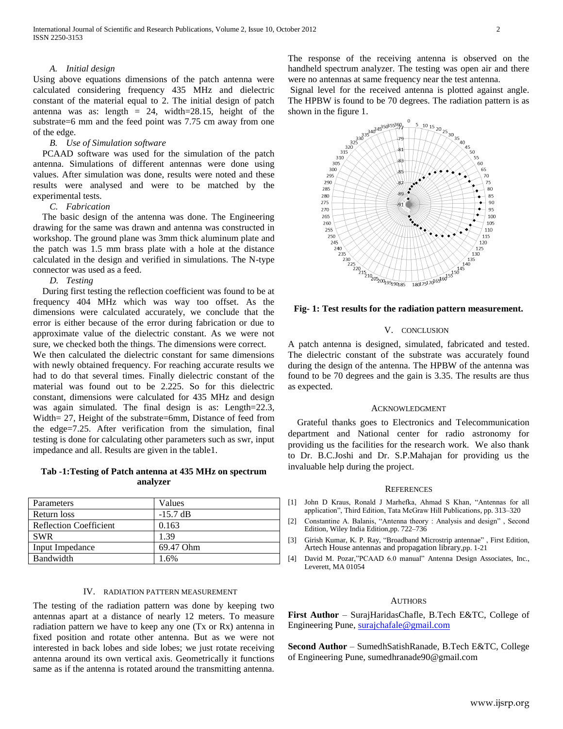### A. Initial design

Using above equations dimensions of the patch antenna were calculated considering frequency 435 MHz and dielectric constant of the material equal to 2. The initial design of patch antenna was as: length = 24, width=28.15, height of the substrate=6 mm and the feed point was 7.75 cm away from one of the edge.

### B. Use of Simulation software

PCAAD software was used for the simulation of the patch antenna. Simulations of different antennas were done using values. After simulation was done, results were noted and these results were analysed and were to be matched by the experimental tests.

### C. Fabrication

The basic design of the antenna was done. The Engineering drawing for the same was drawn and antenna was constructed in workshop. The ground plane was 3mm thick aluminum plate and the patch was 1.5 mm brass plate with a hole at the distance calculated in the design and verified in simulations. The N-type connector was used as a feed.

### D. Testing

During first testing the reflection coefficient was found to be at frequency 404 MHz which was way too offset. As the dimensions were calculated accurately, we conclude that the error is either because of the error during fabrication or due to approximate value of the dielectric constant. As we were not sure, we checked both the things. The dimensions were correct.

We then calculated the dielectric constant for same dimensions with newly obtained frequency. For reaching accurate results we had to do that several times. Finally dielectric constant of the material was found out to be 2.225. So for this dielectric constant, dimensions were calculated for 435 MHz and design was again simulated. The final design is as: Length=22.3, Width= 27, Height of the substrate=6mm, Distance of feed from the edge=7.25. After verification from the simulation, final testing is done for calculating other parameters such as swr, input impedance and all. Results are given in the table1.

**Tab -1:Testing of Patch antenna at 435 MHz on spectrum analyzer**

| Parameters | Values |
| --- | --- |
| Return loss | -15.7 dB |
| Reflection Coefficient | 0.163 |
| SWR | 1.39 |
| Input Impedance | 69.47 Ohm |
| Bandwidth | 1.6% |

## IV. Radiation Pattern Measurement

The testing of the radiation pattern was done by keeping two antennas apart at a distance of nearly 12 meters. To measure radiation pattern we have to keep any one (Tx or Rx) antenna in fixed position and rotate other antenna. But as we were not interested in back lobes and side lobes; we just rotate receiving antenna around its own vertical axis. Geometrically it functions same as if the antenna is rotated around the transmitting antenna. The response of the receiving antenna is observed on the handheld spectrum analyzer. The testing was open air and there were no antennas at same frequency near the test antenna.

Signal level for the received antenna is plotted against angle. The HPBW is found to be 70 degrees. The radiation pattern is as shown in the figure 1.

**Fig- 1: Test results for the radiation pattern measurement.**

## V. Conclusion

A patch antenna is designed, simulated, fabricated and tested. The dielectric constant of the substrate was accurately found during the design of the antenna. The HPBW of the antenna was found to be 70 degrees and the gain is 3.35. The results are thus as expected.

## Acknowledgment

Grateful thanks goes to Electronics and Telecommunication department and National center for radio astronomy for providing us the facilities for the research work. We also thank to Dr. B.C.Joshi and Dr. S.P.Mahajan for providing us the invaluable help during the project.

## References

[1] John D Kraus, Ronald J Marhefka, Ahmad S Khan, "Antennas for all application", Third Edition, Tata McGraw Hill Publications, pp. 313–320

[2] Constantine A. Balanis, "Antenna theory : Analysis and design" , Second Edition, Wiley India Edition,pp. 722–736

[3] Girish Kumar, K. P. Ray, "Broadband Microstrip antennae" , First Edition, Artech House antennas and propagation library,pp. 1-21

[4] David M. Pozar,"PCAAD 6.0 manual" Antenna Design Associates, Inc., Leverett, MA 01054

## Authors

**First Author** – SurajHaridasChafle, B.Tech E&TC, College of Engineering Pune, surajchafale@gmail.com

**Second Author** – SumedhSatishRanade, B.Tech E&TC, College of Engineering Pune, sumedhranade90@gmail.com